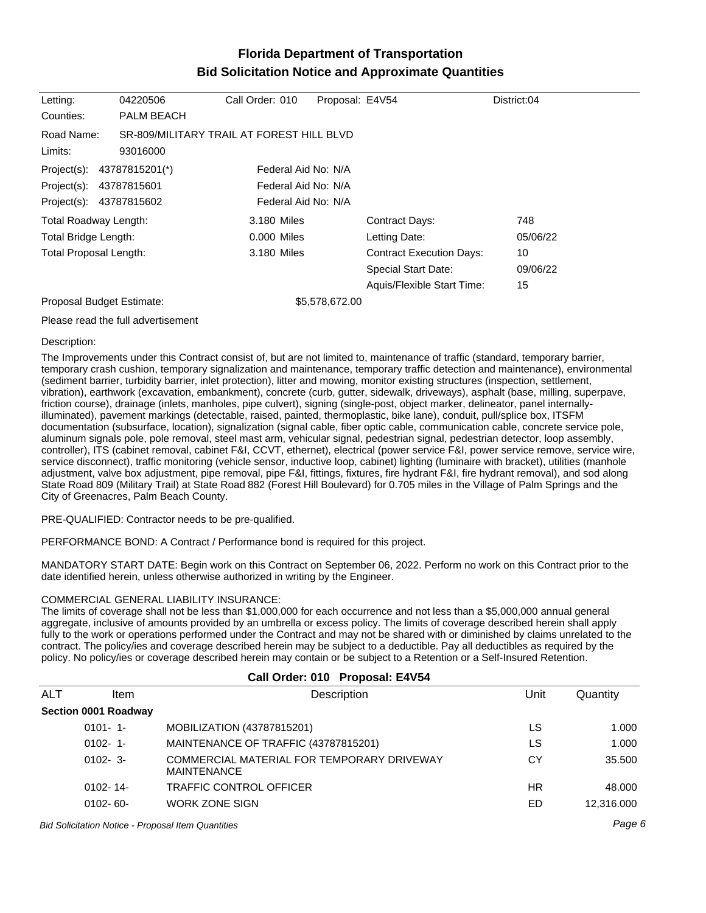# Florida Department of Transportation
## Bid Solicitation Notice and Approximate Quantities

| | | | | |
|---|---|---|---|---|
| Letting: | 04220506 | Call Order: 010 | Proposal: E4V54 | District:04 |
| Counties: | PALM BEACH | | | |
| Road Name: | SR-809/MILITARY TRAIL AT FOREST HILL BLVD | | | |
| Limits: | 93016000 | | | |
| Project(s): | 43787815201(*) | Federal Aid No: N/A | | |
| Project(s): | 43787815601 | Federal Aid No: N/A | | |
| Project(s): | 43787815602 | Federal Aid No: N/A | | |

| | | | |
|---|---|---|---|
| Total Roadway Length: | 3.180 Miles | Contract Days: | 748 |
| Total Bridge Length: | 0.000 Miles | Letting Date: | 05/06/22 |
| Total Proposal Length: | 3.180 Miles | Contract Execution Days: | 10 |
| | | Special Start Date: | 09/06/22 |
| | | Aquis/Flexible Start Time: | 15 |

Proposal Budget Estimate: $5,578,672.00

Please read the full advertisement

Description:

The Improvements under this Contract consist of, but are not limited to, maintenance of traffic (standard, temporary barrier, temporary crash cushion, temporary signalization and maintenance, temporary traffic detection and maintenance), environmental (sediment barrier, turbidity barrier, inlet protection), litter and mowing, monitor existing structures (inspection, settlement, vibration), earthwork (excavation, embankment), concrete (curb, gutter, sidewalk, driveways), asphalt (base, milling, superpave, friction course), drainage (inlets, manholes, pipe culvert), signing (single-post, object marker, delineator, panel internally-illuminated), pavement markings (detectable, raised, painted, thermoplastic, bike lane), conduit, pull/splice box, ITSFM documentation (subsurface, location), signalization (signal cable, fiber optic cable, communication cable, concrete service pole, aluminum signals pole, pole removal, steel mast arm, vehicular signal, pedestrian signal, pedestrian detector, loop assembly, controller), ITS (cabinet removal, cabinet F&I, CCVT, ethernet), electrical (power service F&I, power service remove, service wire, service disconnect), traffic monitoring (vehicle sensor, inductive loop, cabinet) lighting (luminaire with bracket), utilities (manhole adjustment, valve box adjustment, pipe removal, pipe F&I, fittings, fixtures, fire hydrant F&I, fire hydrant removal), and sod along State Road 809 (Military Trail) at State Road 882 (Forest Hill Boulevard) for 0.705 miles in the Village of Palm Springs and the City of Greenacres, Palm Beach County.

PRE-QUALIFIED: Contractor needs to be pre-qualified.

PERFORMANCE BOND: A Contract / Performance bond is required for this project.

MANDATORY START DATE: Begin work on this Contract on September 06, 2022. Perform no work on this Contract prior to the date identified herein, unless otherwise authorized in writing by the Engineer.

COMMERCIAL GENERAL LIABILITY INSURANCE:
The limits of coverage shall not be less than $1,000,000 for each occurrence and not less than a $5,000,000 annual general aggregate, inclusive of amounts provided by an umbrella or excess policy. The limits of coverage described herein shall apply fully to the work or operations performed under the Contract and may not be shared with or diminished by claims unrelated to the contract. The policy/ies and coverage described herein may be subject to a deductible. Pay all deductibles as required by the policy. No policy/ies or coverage described herein may contain or be subject to a Retention or a Self-Insured Retention.

### Call Order: 010 Proposal: E4V54

| ALT | Item | Description | Unit | Quantity |
|---|---|---|---|---|
| **Section 0001 Roadway** | | | | |
| | 0101- 1- | MOBILIZATION (43787815201) | LS | 1.000 |
| | 0102- 1- | MAINTENANCE OF TRAFFIC (43787815201) | LS | 1.000 |
| | 0102- 3- | COMMERCIAL MATERIAL FOR TEMPORARY DRIVEWAY MAINTENANCE | CY | 35.500 |
| | 0102- 14- | TRAFFIC CONTROL OFFICER | HR | 48.000 |
| | 0102- 60- | WORK ZONE SIGN | ED | 12,316.000 |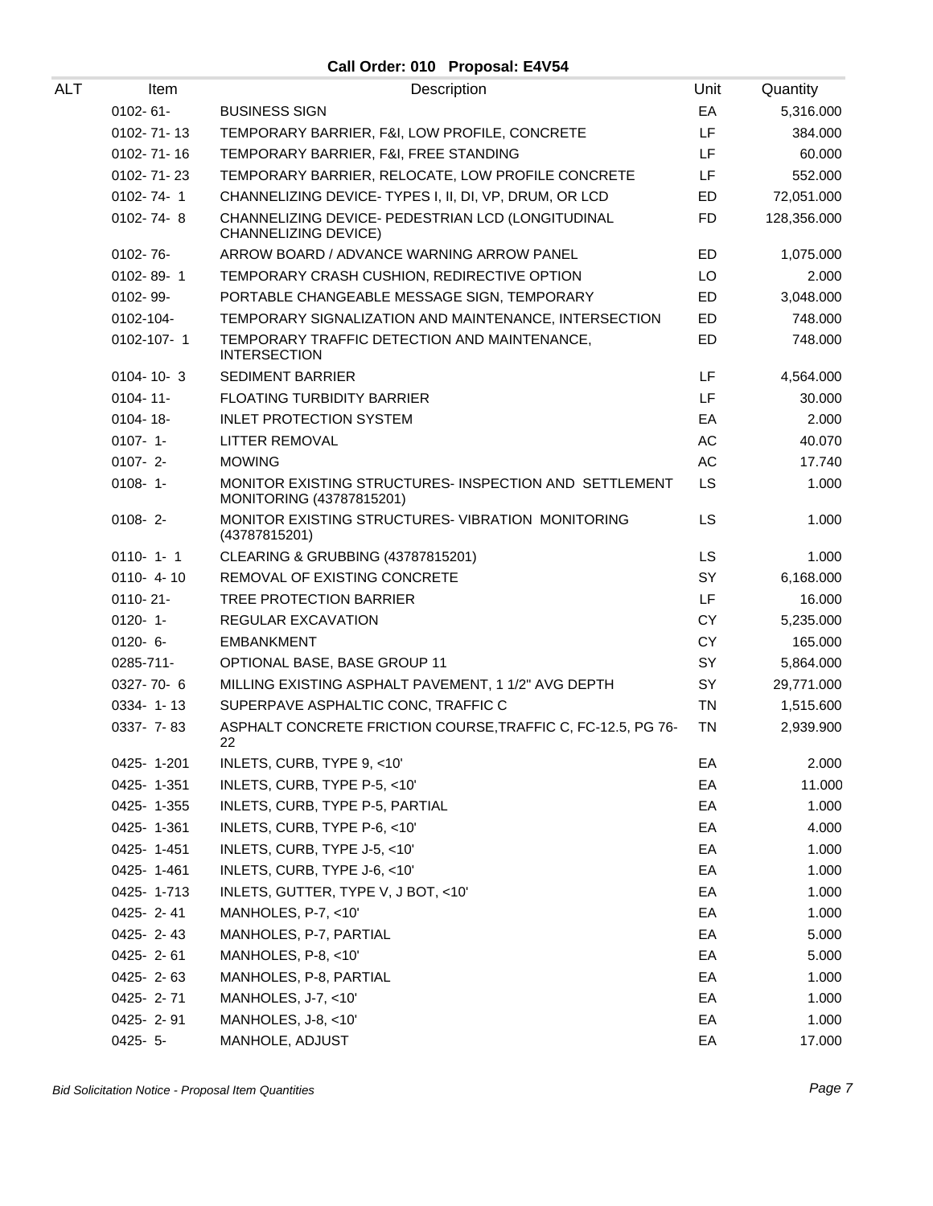## Call Order: 010 Proposal: E4V54

| ALT | Item | Description | Unit | Quantity |
|---|---|---|---|---|
| | 0102- 61- | BUSINESS SIGN | EA | 5,316.000 |
| | 0102- 71- 13 | TEMPORARY BARRIER, F&I, LOW PROFILE, CONCRETE | LF | 384.000 |
| | 0102- 71- 16 | TEMPORARY BARRIER, F&I, FREE STANDING | LF | 60.000 |
| | 0102- 71- 23 | TEMPORARY BARRIER, RELOCATE, LOW PROFILE CONCRETE | LF | 552.000 |
| | 0102- 74- 1 | CHANNELIZING DEVICE- TYPES I, II, DI, VP, DRUM, OR LCD | ED | 72,051.000 |
| | 0102- 74- 8 | CHANNELIZING DEVICE- PEDESTRIAN LCD (LONGITUDINAL CHANNELIZING DEVICE) | FD | 128,356.000 |
| | 0102- 76- | ARROW BOARD / ADVANCE WARNING ARROW PANEL | ED | 1,075.000 |
| | 0102- 89- 1 | TEMPORARY CRASH CUSHION, REDIRECTIVE OPTION | LO | 2.000 |
| | 0102- 99- | PORTABLE CHANGEABLE MESSAGE SIGN, TEMPORARY | ED | 3,048.000 |
| | 0102-104- | TEMPORARY SIGNALIZATION AND MAINTENANCE, INTERSECTION | ED | 748.000 |
| | 0102-107- 1 | TEMPORARY TRAFFIC DETECTION AND MAINTENANCE, INTERSECTION | ED | 748.000 |
| | 0104- 10- 3 | SEDIMENT BARRIER | LF | 4,564.000 |
| | 0104- 11- | FLOATING TURBIDITY BARRIER | LF | 30.000 |
| | 0104- 18- | INLET PROTECTION SYSTEM | EA | 2.000 |
| | 0107- 1- | LITTER REMOVAL | AC | 40.070 |
| | 0107- 2- | MOWING | AC | 17.740 |
| | 0108- 1- | MONITOR EXISTING STRUCTURES- INSPECTION AND SETTLEMENT MONITORING (43787815201) | LS | 1.000 |
| | 0108- 2- | MONITOR EXISTING STRUCTURES- VIBRATION MONITORING (43787815201) | LS | 1.000 |
| | 0110- 1- 1 | CLEARING & GRUBBING (43787815201) | LS | 1.000 |
| | 0110- 4- 10 | REMOVAL OF EXISTING CONCRETE | SY | 6,168.000 |
| | 0110- 21- | TREE PROTECTION BARRIER | LF | 16.000 |
| | 0120- 1- | REGULAR EXCAVATION | CY | 5,235.000 |
| | 0120- 6- | EMBANKMENT | CY | 165.000 |
| | 0285-711- | OPTIONAL BASE, BASE GROUP 11 | SY | 5,864.000 |
| | 0327- 70- 6 | MILLING EXISTING ASPHALT PAVEMENT, 1 1/2" AVG DEPTH | SY | 29,771.000 |
| | 0334- 1- 13 | SUPERPAVE ASPHALTIC CONC, TRAFFIC C | TN | 1,515.600 |
| | 0337- 7- 83 | ASPHALT CONCRETE FRICTION COURSE,TRAFFIC C, FC-12.5, PG 76-22 | TN | 2,939.900 |
| | 0425- 1-201 | INLETS, CURB, TYPE 9, <10' | EA | 2.000 |
| | 0425- 1-351 | INLETS, CURB, TYPE P-5, <10' | EA | 11.000 |
| | 0425- 1-355 | INLETS, CURB, TYPE P-5, PARTIAL | EA | 1.000 |
| | 0425- 1-361 | INLETS, CURB, TYPE P-6, <10' | EA | 4.000 |
| | 0425- 1-451 | INLETS, CURB, TYPE J-5, <10' | EA | 1.000 |
| | 0425- 1-461 | INLETS, CURB, TYPE J-6, <10' | EA | 1.000 |
| | 0425- 1-713 | INLETS, GUTTER, TYPE V, J BOT, <10' | EA | 1.000 |
| | 0425- 2- 41 | MANHOLES, P-7, <10' | EA | 1.000 |
| | 0425- 2- 43 | MANHOLES, P-7, PARTIAL | EA | 5.000 |
| | 0425- 2- 61 | MANHOLES, P-8, <10' | EA | 5.000 |
| | 0425- 2- 63 | MANHOLES, P-8, PARTIAL | EA | 1.000 |
| | 0425- 2- 71 | MANHOLES, J-7, <10' | EA | 1.000 |
| | 0425- 2- 91 | MANHOLES, J-8, <10' | EA | 1.000 |
| | 0425- 5- | MANHOLE, ADJUST | EA | 17.000 |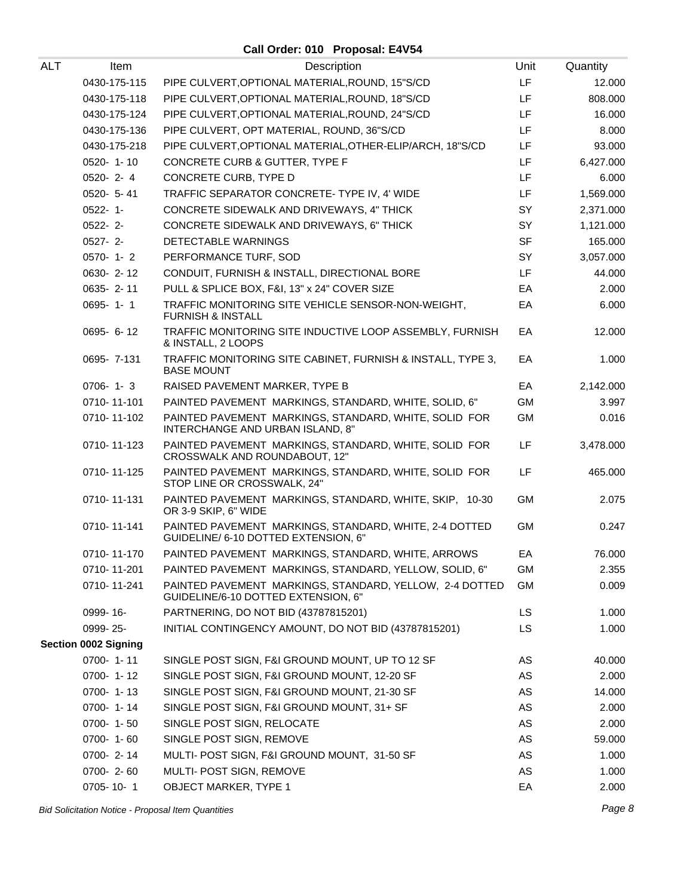## Call Order: 010 Proposal: E4V54

| ALT | Item | Description | Unit | Quantity |
|---|---|---|---|---|
| | 0430-175-115 | PIPE CULVERT,OPTIONAL MATERIAL,ROUND, 15"S/CD | LF | 12.000 |
| | 0430-175-118 | PIPE CULVERT,OPTIONAL MATERIAL,ROUND, 18"S/CD | LF | 808.000 |
| | 0430-175-124 | PIPE CULVERT,OPTIONAL MATERIAL,ROUND, 24"S/CD | LF | 16.000 |
| | 0430-175-136 | PIPE CULVERT, OPT MATERIAL, ROUND, 36"S/CD | LF | 8.000 |
| | 0430-175-218 | PIPE CULVERT,OPTIONAL MATERIAL,OTHER-ELIP/ARCH, 18"S/CD | LF | 93.000 |
| | 0520- 1- 10 | CONCRETE CURB & GUTTER, TYPE F | LF | 6,427.000 |
| | 0520- 2- 4 | CONCRETE CURB, TYPE D | LF | 6.000 |
| | 0520- 5- 41 | TRAFFIC SEPARATOR CONCRETE- TYPE IV, 4' WIDE | LF | 1,569.000 |
| | 0522- 1- | CONCRETE SIDEWALK AND DRIVEWAYS, 4" THICK | SY | 2,371.000 |
| | 0522- 2- | CONCRETE SIDEWALK AND DRIVEWAYS, 6" THICK | SY | 1,121.000 |
| | 0527- 2- | DETECTABLE WARNINGS | SF | 165.000 |
| | 0570- 1- 2 | PERFORMANCE TURF, SOD | SY | 3,057.000 |
| | 0630- 2- 12 | CONDUIT, FURNISH & INSTALL, DIRECTIONAL BORE | LF | 44.000 |
| | 0635- 2- 11 | PULL & SPLICE BOX, F&I, 13" x 24" COVER SIZE | EA | 2.000 |
| | 0695- 1- 1 | TRAFFIC MONITORING SITE VEHICLE SENSOR-NON-WEIGHT, FURNISH & INSTALL | EA | 6.000 |
| | 0695- 6- 12 | TRAFFIC MONITORING SITE INDUCTIVE LOOP ASSEMBLY, FURNISH & INSTALL, 2 LOOPS | EA | 12.000 |
| | 0695- 7-131 | TRAFFIC MONITORING SITE CABINET, FURNISH & INSTALL, TYPE 3, BASE MOUNT | EA | 1.000 |
| | 0706- 1- 3 | RAISED PAVEMENT MARKER, TYPE B | EA | 2,142.000 |
| | 0710- 11-101 | PAINTED PAVEMENT MARKINGS, STANDARD, WHITE, SOLID, 6" | GM | 3.997 |
| | 0710- 11-102 | PAINTED PAVEMENT MARKINGS, STANDARD, WHITE, SOLID FOR INTERCHANGE AND URBAN ISLAND, 8" | GM | 0.016 |
| | 0710- 11-123 | PAINTED PAVEMENT MARKINGS, STANDARD, WHITE, SOLID FOR CROSSWALK AND ROUNDABOUT, 12" | LF | 3,478.000 |
| | 0710- 11-125 | PAINTED PAVEMENT MARKINGS, STANDARD, WHITE, SOLID FOR STOP LINE OR CROSSWALK, 24" | LF | 465.000 |
| | 0710- 11-131 | PAINTED PAVEMENT MARKINGS, STANDARD, WHITE, SKIP, 10-30 OR 3-9 SKIP, 6" WIDE | GM | 2.075 |
| | 0710- 11-141 | PAINTED PAVEMENT MARKINGS, STANDARD, WHITE, 2-4 DOTTED GUIDELINE/ 6-10 DOTTED EXTENSION, 6" | GM | 0.247 |
| | 0710- 11-170 | PAINTED PAVEMENT MARKINGS, STANDARD, WHITE, ARROWS | EA | 76.000 |
| | 0710- 11-201 | PAINTED PAVEMENT MARKINGS, STANDARD, YELLOW, SOLID, 6" | GM | 2.355 |
| | 0710- 11-241 | PAINTED PAVEMENT MARKINGS, STANDARD, YELLOW, 2-4 DOTTED GUIDELINE/6-10 DOTTED EXTENSION, 6" | GM | 0.009 |
| | 0999- 16- | PARTNERING, DO NOT BID (43787815201) | LS | 1.000 |
| | 0999- 25- | INITIAL CONTINGENCY AMOUNT, DO NOT BID (43787815201) | LS | 1.000 |
| **Section 0002 Signing** | | | | |
| | 0700- 1- 11 | SINGLE POST SIGN, F&I GROUND MOUNT, UP TO 12 SF | AS | 40.000 |
| | 0700- 1- 12 | SINGLE POST SIGN, F&I GROUND MOUNT, 12-20 SF | AS | 2.000 |
| | 0700- 1- 13 | SINGLE POST SIGN, F&I GROUND MOUNT, 21-30 SF | AS | 14.000 |
| | 0700- 1- 14 | SINGLE POST SIGN, F&I GROUND MOUNT, 31+ SF | AS | 2.000 |
| | 0700- 1- 50 | SINGLE POST SIGN, RELOCATE | AS | 2.000 |
| | 0700- 1- 60 | SINGLE POST SIGN, REMOVE | AS | 59.000 |
| | 0700- 2- 14 | MULTI- POST SIGN, F&I GROUND MOUNT, 31-50 SF | AS | 1.000 |
| | 0700- 2- 60 | MULTI- POST SIGN, REMOVE | AS | 1.000 |
| | 0705- 10- 1 | OBJECT MARKER, TYPE 1 | EA | 2.000 |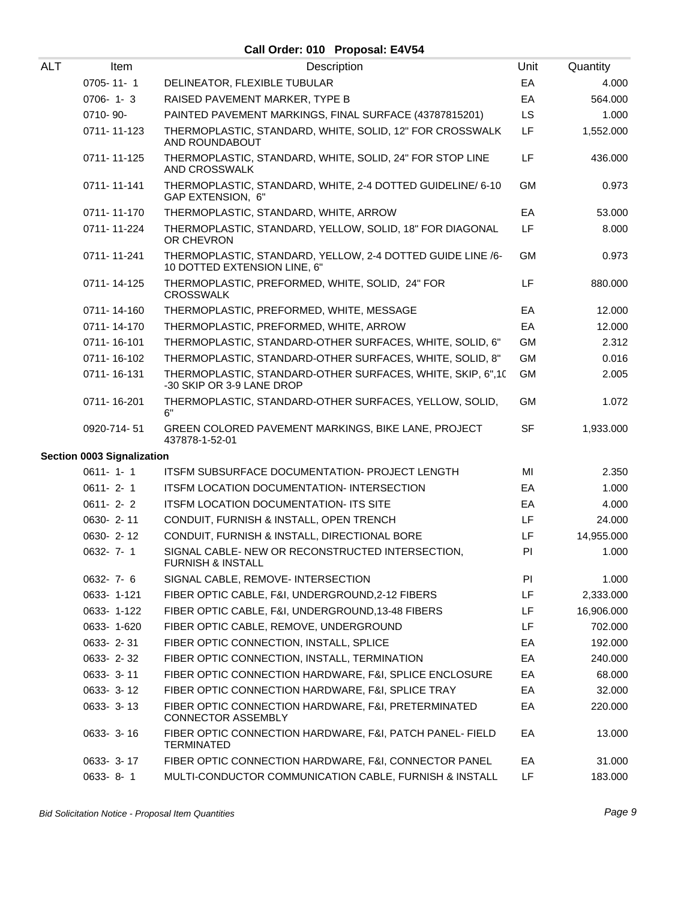**Call Order: 010 Proposal: E4V54**

| ALT | Item | Description | Unit | Quantity |
|---|---|---|---|---|
| | 0705- 11- 1 | DELINEATOR, FLEXIBLE TUBULAR | EA | 4.000 |
| | 0706- 1- 3 | RAISED PAVEMENT MARKER, TYPE B | EA | 564.000 |
| | 0710- 90- | PAINTED PAVEMENT MARKINGS, FINAL SURFACE (43787815201) | LS | 1.000 |
| | 0711- 11-123 | THERMOPLASTIC, STANDARD, WHITE, SOLID, 12" FOR CROSSWALK AND ROUNDABOUT | LF | 1,552.000 |
| | 0711- 11-125 | THERMOPLASTIC, STANDARD, WHITE, SOLID, 24" FOR STOP LINE AND CROSSWALK | LF | 436.000 |
| | 0711- 11-141 | THERMOPLASTIC, STANDARD, WHITE, 2-4 DOTTED GUIDELINE/ 6-10 GAP EXTENSION, 6" | GM | 0.973 |
| | 0711- 11-170 | THERMOPLASTIC, STANDARD, WHITE, ARROW | EA | 53.000 |
| | 0711- 11-224 | THERMOPLASTIC, STANDARD, YELLOW, SOLID, 18" FOR DIAGONAL OR CHEVRON | LF | 8.000 |
| | 0711- 11-241 | THERMOPLASTIC, STANDARD, YELLOW, 2-4 DOTTED GUIDE LINE /6-10 DOTTED EXTENSION LINE, 6" | GM | 0.973 |
| | 0711- 14-125 | THERMOPLASTIC, PREFORMED, WHITE, SOLID, 24" FOR CROSSWALK | LF | 880.000 |
| | 0711- 14-160 | THERMOPLASTIC, PREFORMED, WHITE, MESSAGE | EA | 12.000 |
| | 0711- 14-170 | THERMOPLASTIC, PREFORMED, WHITE, ARROW | EA | 12.000 |
| | 0711- 16-101 | THERMOPLASTIC, STANDARD-OTHER SURFACES, WHITE, SOLID, 6" | GM | 2.312 |
| | 0711- 16-102 | THERMOPLASTIC, STANDARD-OTHER SURFACES, WHITE, SOLID, 8" | GM | 0.016 |
| | 0711- 16-131 | THERMOPLASTIC, STANDARD-OTHER SURFACES, WHITE, SKIP, 6",10-30 SKIP OR 3-9 LANE DROP | GM | 2.005 |
| | 0711- 16-201 | THERMOPLASTIC, STANDARD-OTHER SURFACES, YELLOW, SOLID, 6" | GM | 1.072 |
| | 0920-714- 51 | GREEN COLORED PAVEMENT MARKINGS, BIKE LANE, PROJECT 437878-1-52-01 | SF | 1,933.000 |
| **Section 0003 Signalization** | | | | |
| | 0611- 1- 1 | ITSFM SUBSURFACE DOCUMENTATION- PROJECT LENGTH | MI | 2.350 |
| | 0611- 2- 1 | ITSFM LOCATION DOCUMENTATION- INTERSECTION | EA | 1.000 |
| | 0611- 2- 2 | ITSFM LOCATION DOCUMENTATION- ITS SITE | EA | 4.000 |
| | 0630- 2- 11 | CONDUIT, FURNISH & INSTALL, OPEN TRENCH | LF | 24.000 |
| | 0630- 2- 12 | CONDUIT, FURNISH & INSTALL, DIRECTIONAL BORE | LF | 14,955.000 |
| | 0632- 7- 1 | SIGNAL CABLE- NEW OR RECONSTRUCTED INTERSECTION, FURNISH & INSTALL | PI | 1.000 |
| | 0632- 7- 6 | SIGNAL CABLE, REMOVE- INTERSECTION | PI | 1.000 |
| | 0633- 1-121 | FIBER OPTIC CABLE, F&I, UNDERGROUND,2-12 FIBERS | LF | 2,333.000 |
| | 0633- 1-122 | FIBER OPTIC CABLE, F&I, UNDERGROUND,13-48 FIBERS | LF | 16,906.000 |
| | 0633- 1-620 | FIBER OPTIC CABLE, REMOVE, UNDERGROUND | LF | 702.000 |
| | 0633- 2- 31 | FIBER OPTIC CONNECTION, INSTALL, SPLICE | EA | 192.000 |
| | 0633- 2- 32 | FIBER OPTIC CONNECTION, INSTALL, TERMINATION | EA | 240.000 |
| | 0633- 3- 11 | FIBER OPTIC CONNECTION HARDWARE, F&I, SPLICE ENCLOSURE | EA | 68.000 |
| | 0633- 3- 12 | FIBER OPTIC CONNECTION HARDWARE, F&I, SPLICE TRAY | EA | 32.000 |
| | 0633- 3- 13 | FIBER OPTIC CONNECTION HARDWARE, F&I, PRETERMINATED CONNECTOR ASSEMBLY | EA | 220.000 |
| | 0633- 3- 16 | FIBER OPTIC CONNECTION HARDWARE, F&I, PATCH PANEL- FIELD TERMINATED | EA | 13.000 |
| | 0633- 3- 17 | FIBER OPTIC CONNECTION HARDWARE, F&I, CONNECTOR PANEL | EA | 31.000 |
| | 0633- 8- 1 | MULTI-CONDUCTOR COMMUNICATION CABLE, FURNISH & INSTALL | LF | 183.000 |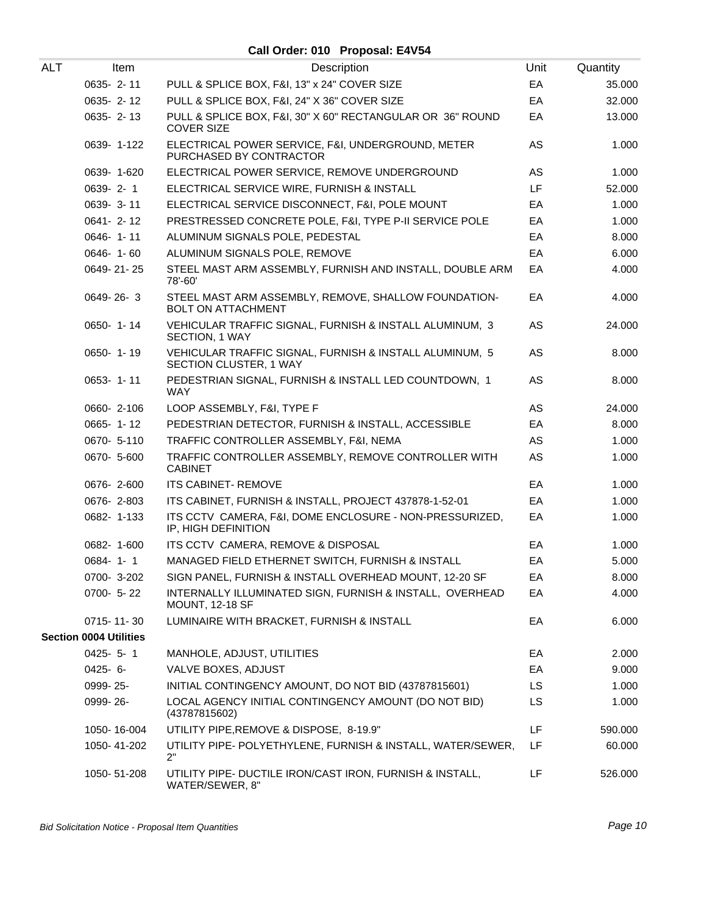## Call Order: 010 Proposal: E4V54

| ALT | Item | Description | Unit | Quantity |
|---|---|---|---|---|
| | 0635- 2- 11 | PULL & SPLICE BOX, F&I, 13" x 24" COVER SIZE | EA | 35.000 |
| | 0635- 2- 12 | PULL & SPLICE BOX, F&I, 24" X 36" COVER SIZE | EA | 32.000 |
| | 0635- 2- 13 | PULL & SPLICE BOX, F&I, 30" X 60" RECTANGULAR OR 36" ROUND COVER SIZE | EA | 13.000 |
| | 0639- 1-122 | ELECTRICAL POWER SERVICE, F&I, UNDERGROUND, METER PURCHASED BY CONTRACTOR | AS | 1.000 |
| | 0639- 1-620 | ELECTRICAL POWER SERVICE, REMOVE UNDERGROUND | AS | 1.000 |
| | 0639- 2- 1 | ELECTRICAL SERVICE WIRE, FURNISH & INSTALL | LF | 52.000 |
| | 0639- 3- 11 | ELECTRICAL SERVICE DISCONNECT, F&I, POLE MOUNT | EA | 1.000 |
| | 0641- 2- 12 | PRESTRESSED CONCRETE POLE, F&I, TYPE P-II SERVICE POLE | EA | 1.000 |
| | 0646- 1- 11 | ALUMINUM SIGNALS POLE, PEDESTAL | EA | 8.000 |
| | 0646- 1- 60 | ALUMINUM SIGNALS POLE, REMOVE | EA | 6.000 |
| | 0649- 21- 25 | STEEL MAST ARM ASSEMBLY, FURNISH AND INSTALL, DOUBLE ARM 78'-60' | EA | 4.000 |
| | 0649- 26- 3 | STEEL MAST ARM ASSEMBLY, REMOVE, SHALLOW FOUNDATION-BOLT ON ATTACHMENT | EA | 4.000 |
| | 0650- 1- 14 | VEHICULAR TRAFFIC SIGNAL, FURNISH & INSTALL ALUMINUM, 3 SECTION, 1 WAY | AS | 24.000 |
| | 0650- 1- 19 | VEHICULAR TRAFFIC SIGNAL, FURNISH & INSTALL ALUMINUM, 5 SECTION CLUSTER, 1 WAY | AS | 8.000 |
| | 0653- 1- 11 | PEDESTRIAN SIGNAL, FURNISH & INSTALL LED COUNTDOWN, 1 WAY | AS | 8.000 |
| | 0660- 2-106 | LOOP ASSEMBLY, F&I, TYPE F | AS | 24.000 |
| | 0665- 1- 12 | PEDESTRIAN DETECTOR, FURNISH & INSTALL, ACCESSIBLE | EA | 8.000 |
| | 0670- 5-110 | TRAFFIC CONTROLLER ASSEMBLY, F&I, NEMA | AS | 1.000 |
| | 0670- 5-600 | TRAFFIC CONTROLLER ASSEMBLY, REMOVE CONTROLLER WITH CABINET | AS | 1.000 |
| | 0676- 2-600 | ITS CABINET- REMOVE | EA | 1.000 |
| | 0676- 2-803 | ITS CABINET, FURNISH & INSTALL, PROJECT 437878-1-52-01 | EA | 1.000 |
| | 0682- 1-133 | ITS CCTV CAMERA, F&I, DOME ENCLOSURE - NON-PRESSURIZED, IP, HIGH DEFINITION | EA | 1.000 |
| | 0682- 1-600 | ITS CCTV CAMERA, REMOVE & DISPOSAL | EA | 1.000 |
| | 0684- 1- 1 | MANAGED FIELD ETHERNET SWITCH, FURNISH & INSTALL | EA | 5.000 |
| | 0700- 3-202 | SIGN PANEL, FURNISH & INSTALL OVERHEAD MOUNT, 12-20 SF | EA | 8.000 |
| | 0700- 5- 22 | INTERNALLY ILLUMINATED SIGN, FURNISH & INSTALL, OVERHEAD MOUNT, 12-18 SF | EA | 4.000 |
| | 0715- 11- 30 | LUMINAIRE WITH BRACKET, FURNISH & INSTALL | EA | 6.000 |
| **Section 0004 Utilities** | | | | |
| | 0425- 5- 1 | MANHOLE, ADJUST, UTILITIES | EA | 2.000 |
| | 0425- 6- | VALVE BOXES, ADJUST | EA | 9.000 |
| | 0999- 25- | INITIAL CONTINGENCY AMOUNT, DO NOT BID (43787815601) | LS | 1.000 |
| | 0999- 26- | LOCAL AGENCY INITIAL CONTINGENCY AMOUNT (DO NOT BID) (43787815602) | LS | 1.000 |
| | 1050- 16-004 | UTILITY PIPE,REMOVE & DISPOSE, 8-19.9" | LF | 590.000 |
| | 1050- 41-202 | UTILITY PIPE- POLYETHYLENE, FURNISH & INSTALL, WATER/SEWER, 2" | LF | 60.000 |
| | 1050- 51-208 | UTILITY PIPE- DUCTILE IRON/CAST IRON, FURNISH & INSTALL, WATER/SEWER, 8" | LF | 526.000 |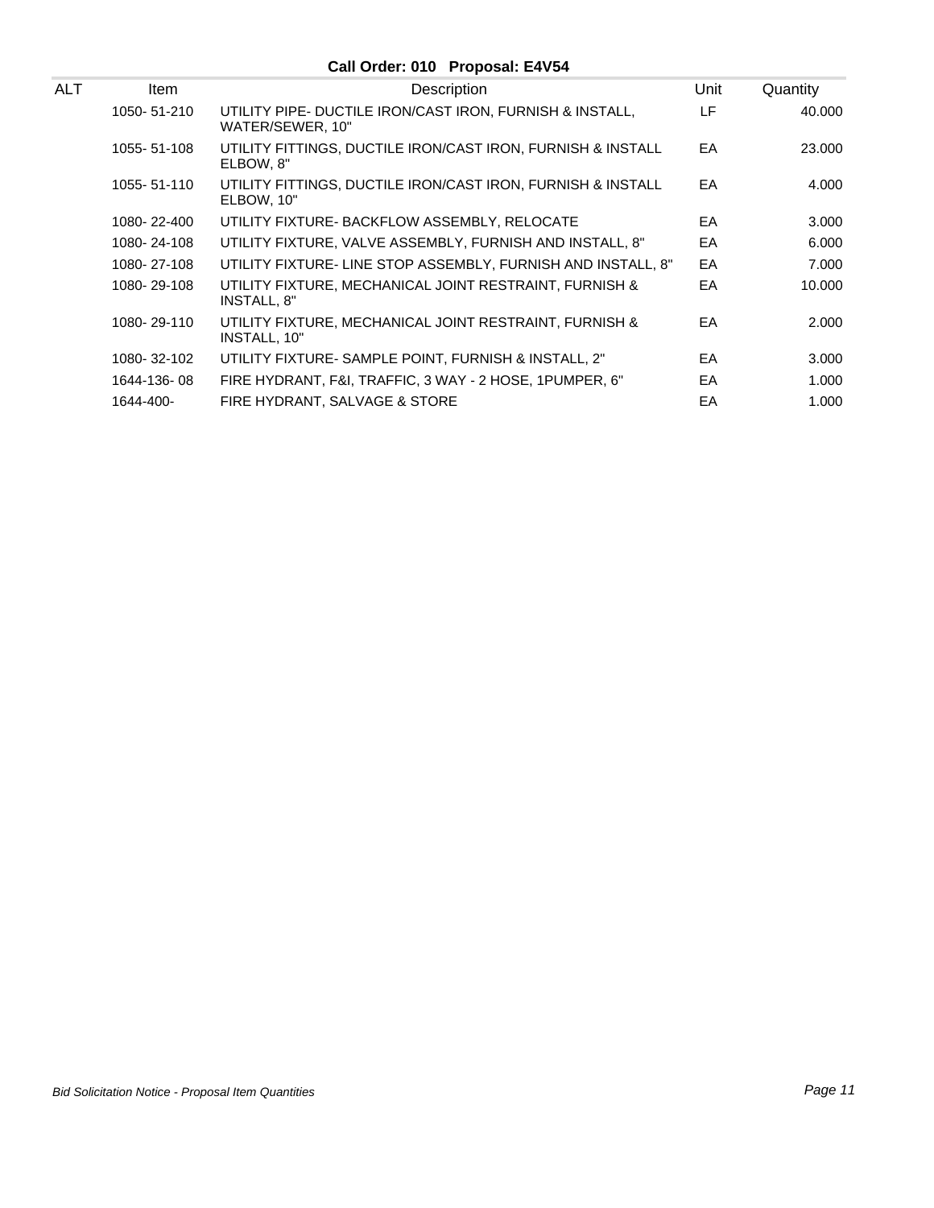**Call Order: 010 Proposal: E4V54**

| ALT | Item | Description | Unit | Quantity |
|---|---|---|---|---|
| | 1050- 51-210 | UTILITY PIPE- DUCTILE IRON/CAST IRON, FURNISH & INSTALL, WATER/SEWER, 10" | LF | 40.000 |
| | 1055- 51-108 | UTILITY FITTINGS, DUCTILE IRON/CAST IRON, FURNISH & INSTALL ELBOW, 8" | EA | 23.000 |
| | 1055- 51-110 | UTILITY FITTINGS, DUCTILE IRON/CAST IRON, FURNISH & INSTALL ELBOW, 10" | EA | 4.000 |
| | 1080- 22-400 | UTILITY FIXTURE- BACKFLOW ASSEMBLY, RELOCATE | EA | 3.000 |
| | 1080- 24-108 | UTILITY FIXTURE, VALVE ASSEMBLY, FURNISH AND INSTALL, 8" | EA | 6.000 |
| | 1080- 27-108 | UTILITY FIXTURE- LINE STOP ASSEMBLY, FURNISH AND INSTALL, 8" | EA | 7.000 |
| | 1080- 29-108 | UTILITY FIXTURE, MECHANICAL JOINT RESTRAINT, FURNISH & INSTALL, 8" | EA | 10.000 |
| | 1080- 29-110 | UTILITY FIXTURE, MECHANICAL JOINT RESTRAINT, FURNISH & INSTALL, 10" | EA | 2.000 |
| | 1080- 32-102 | UTILITY FIXTURE- SAMPLE POINT, FURNISH & INSTALL, 2" | EA | 3.000 |
| | 1644-136- 08 | FIRE HYDRANT, F&I, TRAFFIC, 3 WAY - 2 HOSE, 1PUMPER, 6" | EA | 1.000 |
| | 1644-400- | FIRE HYDRANT, SALVAGE & STORE | EA | 1.000 |